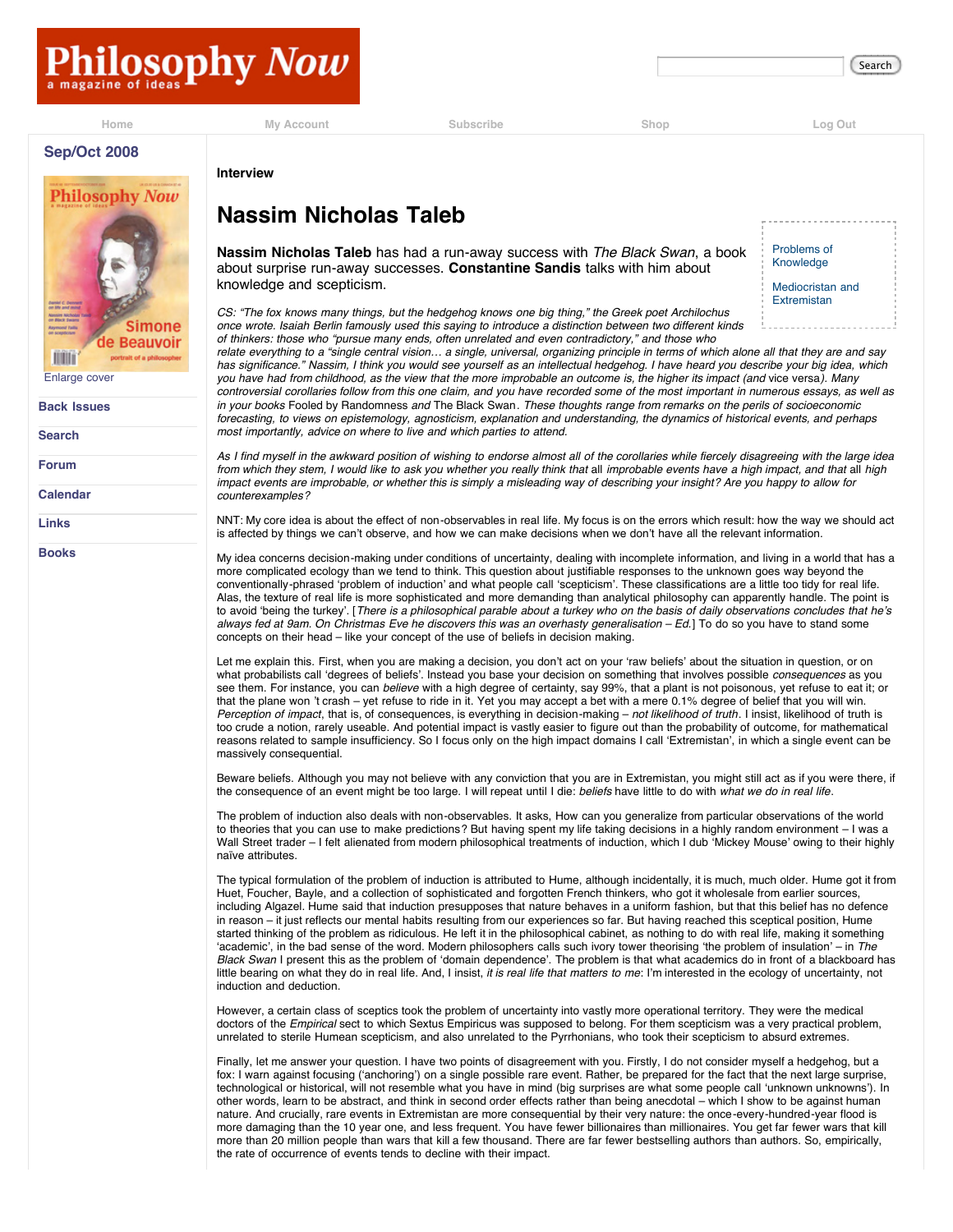Interview

# Nassim Nicholas Taleb

**Nassim Nicholas Taleb** has had a run-away success with *The Black Swan*, a book about surprise run-away successes. **Constantine Sandis** talks with him about knowledge and scepticism.

*CS: "The fox knows many things, but the hedgehog knows one big thing," the Greek poet Archilochus once wrote. Isaiah Berlin famously used this saying to introduce a distinction between two different kinds of thinkers: those who "pursue many ends, often unrelated and even contradictory," and those who relate everything to a "single central vision… a single, universal, organizing principle in terms of which alone all that they are and say has significance." Nassim, I think you would see yourself as an intellectual hedgehog. I have heard you describe your big idea, which you have had from childhood, as the view that the more improbable an outcome is, the higher its impact (and vice versa). Many controversial corollaries follow from this one claim, and you have recorded some of the most important in numerous essays, as well as in your books* Fooled by Randomness *and* The Black Swan. *These thoughts range from remarks on the perils of socioeconomic forecasting, to views on epistemology, agnosticism, explanation and understanding, the dynamics of historical events, and perhaps most importantly, advice on where to live and which parties to attend.*

*As I find myself in the awkward position of wishing to endorse almost all of the corollaries while fiercely disagreeing with the large idea from which they stem, I would like to ask you whether you really think that* all *improbable events have a high impact, and that* all *high impact events are improbable, or whether this is simply a misleading way of describing your insight? Are you happy to allow for counterexamples?*

NNT: My core idea is about the effect of non-observables in real life. My focus is on the errors which result: how the way we should act is affected by things we can't observe, and how we can make decisions when we don't have all the relevant information.

My idea concerns decision-making under conditions of uncertainty, dealing with incomplete information, and living in a world that has a more complicated ecology than we tend to think. This question about justifiable responses to the unknown goes way beyond the conventionally-phrased 'problem of induction' and what people call 'scepticism'. These classifications are a little too tidy for real life. Alas, the texture of real life is more sophisticated and more demanding than analytical philosophy can apparently handle. The point is to avoid 'being the turkey'. [*There is a philosophical parable about a turkey who on the basis of daily observations concludes that he's always fed at 9am. On Christmas Eve he discovers this was an overhasty generalisation – Ed.*] To do so you have to stand some concepts on their head – like your concept of the use of beliefs in decision making.

Let me explain this. First, when you are making a decision, you don't act on your 'raw beliefs' about the situation in question, or on what probabilists call 'degrees of beliefs'. Instead you base your decision on something that involves possible *consequences* as you see them. For instance, you can *believe* with a high degree of certainty, say 99%, that a plant is not poisonous, yet refuse to eat it; or that the plane won 't crash – yet refuse to ride in it. Yet you may accept a bet with a mere 0.1% degree of belief that you will win. *Perception of impact*, that is, of consequences, is everything in decision-making – *not likelihood of truth*. I insist, likelihood of truth is too crude a notion, rarely useable. And potential impact is vastly easier to figure out than the probability of outcome, for mathematical reasons related to sample insufficiency. So I focus only on the high impact domains I call 'Extremistan', in which a single event can be massively consequential.

Beware beliefs. Although you may not believe with any conviction that you are in Extremistan, you might still act as if you were there, if the consequence of an event might be too large. I will repeat until I die: *beliefs* have little to do with *what we do in real life*.

The problem of induction also deals with non-observables. It asks, How can you generalize from particular observations of the world to theories that you can use to make predictions? But having spent my life taking decisions in a highly random environment – I was a Wall Street trader – I felt alienated from modern philosophical treatments of induction, which I dub 'Mickey Mouse' owing to their highly naïve attributes.

The typical formulation of the problem of induction is attributed to Hume, although incidentally, it is much, much older. Hume got it from Huet, Foucher, Bayle, and a collection of sophisticated and forgotten French thinkers, who got it wholesale from earlier sources, including Algazel. Hume said that induction presupposes that nature behaves in a uniform fashion, but that this belief has no defence in reason – it just reflects our mental habits resulting from our experiences so far. But having reached this sceptical position, Hume started thinking of the problem as ridiculous. He left it in the philosophical cabinet, as nothing to do with real life, making it something 'academic', in the bad sense of the word. Modern philosophers calls such ivory tower theorising 'the problem of insulation' – in *The Black Swan* I present this as the problem of 'domain dependence'. The problem is that what academics do in front of a blackboard has little bearing on what they do in real life. And, I insist, *it is real life that matters to me*: I'm interested in the ecology of uncertainty, not induction and deduction.

However, a certain class of sceptics took the problem of uncertainty into vastly more operational territory. They were the medical doctors of the *Empirical* sect to which Sextus Empiricus was supposed to belong. For them scepticism was a very practical problem, unrelated to sterile Humean scepticism, and also unrelated to the Pyrrhonians, who took their scepticism to absurd extremes.

Finally, let me answer your question. I have two points of disagreement with you. Firstly, I do not consider myself a hedgehog, but a fox: I warn against focusing ('anchoring') on a single possible rare event. Rather, be prepared for the fact that the next large surprise, technological or historical, will not resemble what you have in mind (big surprises are what some people call 'unknown unknowns'). In other words, learn to be abstract, and think in second order effects rather than being anecdotal – which I show to be against human nature. And crucially, rare events in Extremistan are more consequential by their very nature: the once-every-hundred-year flood is more damaging than the 10 year one, and less frequent. You have fewer billionaires than millionaires. You get far fewer wars that kill more than 20 million people than wars that kill a few thousand. There are far fewer bestselling authors than authors. So, empirically, the rate of occurrence of events tends to decline with their impact.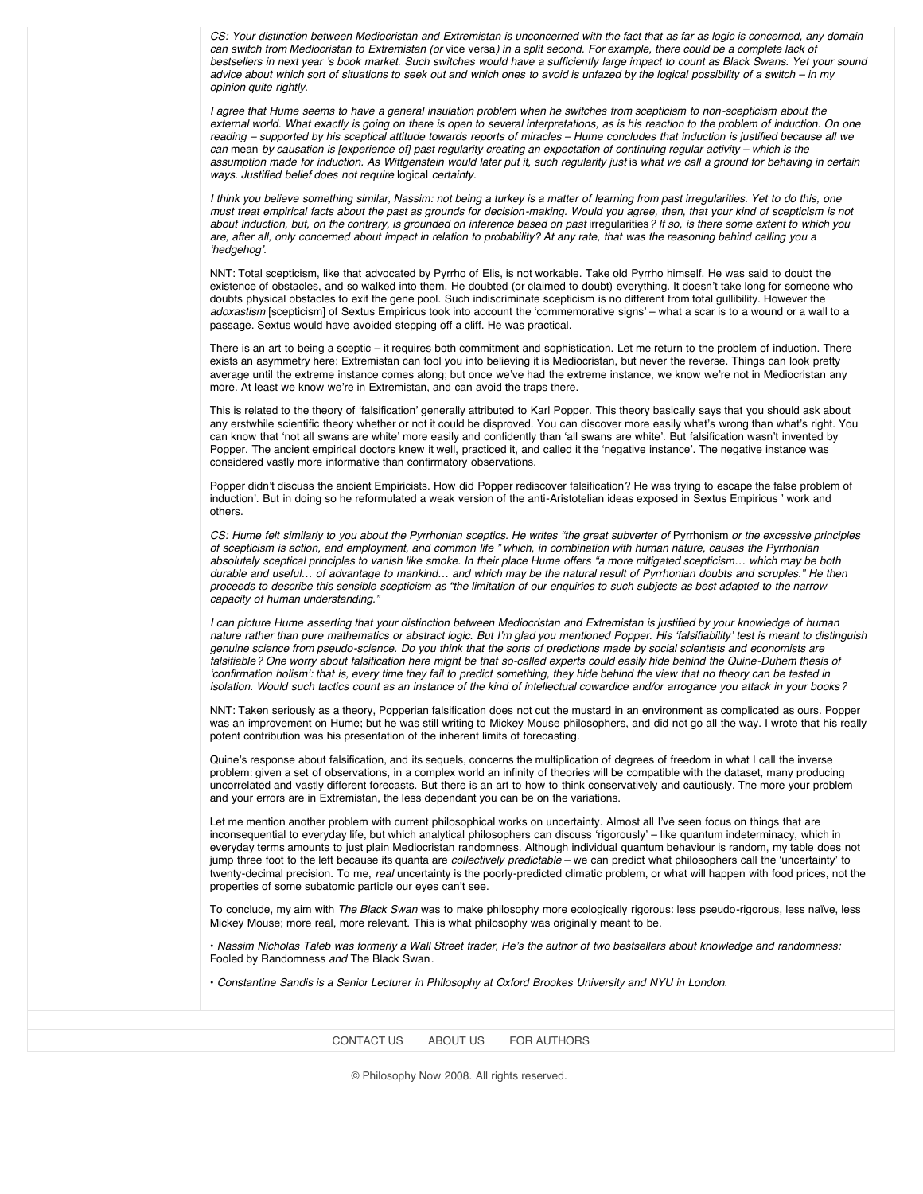*CS: Your distinction between Mediocristan and Extremistan is unconcerned with the fact that as far as logic is concerned, any domain can switch from Mediocristan to Extremistan (or* vice versa*) in a split second. For example, there could be a complete lack of bestsellers in next year 's book market. Such switches would have a sufficiently large impact to count as Black Swans. Yet your sound advice about which sort of situations to seek out and which ones to avoid is unfazed by the logical possibility of a switch – in my opinion quite rightly.*

*I agree that Hume seems to have a general insulation problem when he switches from scepticism to non-scepticism about the external world. What exactly is going on there is open to several interpretations, as is his reaction to the problem of induction. On one reading – supported by his sceptical attitude towards reports of miracles – Hume concludes that induction is justified because all we can* mean *by causation is [experience of] past regularity creating an expectation of continuing regular activity – which is the assumption made for induction. As Wittgenstein would later put it, such regularity just* is *what we call a ground for behaving in certain ways. Justified belief does not require* logical *certainty.*

*I think you believe something similar, Nassim: not being a turkey is a matter of learning from past irregularities. Yet to do this, one must treat empirical facts about the past as grounds for decision-making. Would you agree, then, that your kind of scepticism is not about induction, but, on the contrary, is grounded on inference based on past* irregularities*? If so, is there some extent to which you are, after all, only concerned about impact in relation to probability? At any rate, that was the reasoning behind calling you a 'hedgehog'.*

NNT: Total scepticism, like that advocated by Pyrrho of Elis, is not workable. Take old Pyrrho himself. He was said to doubt the existence of obstacles, and so walked into them. He doubted (or claimed to doubt) everything. It doesn't take long for someone who doubts physical obstacles to exit the gene pool. Such indiscriminate scepticism is no different from total gullibility. However the *adoxastism* [scepticism] of Sextus Empiricus took into account the 'commemorative signs' – what a scar is to a wound or a wall to a passage. Sextus would have avoided stepping off a cliff. He was practical.

There is an art to being a sceptic – it requires both commitment and sophistication. Let me return to the problem of induction. There exists an asymmetry here: Extremistan can fool you into believing it is Mediocristan, but never the reverse. Things can look pretty average until the extreme instance comes along; but once we've had the extreme instance, we know we're not in Mediocristan any more. At least we know we're in Extremistan, and can avoid the traps there.

This is related to the theory of 'falsification' generally attributed to Karl Popper. This theory basically says that you should ask about any erstwhile scientific theory whether or not it could be disproved. You can discover more easily what's wrong than what's right. You can know that 'not all swans are white' more easily and confidently than 'all swans are white'. But falsification wasn't invented by Popper. The ancient empirical doctors knew it well, practiced it, and called it the 'negative instance'. The negative instance was considered vastly more informative than confirmatory observations.

Popper didn't discuss the ancient Empiricists. How did Popper rediscover falsification? He was trying to escape the false problem of induction'. But in doing so he reformulated a weak version of the anti-Aristotelian ideas exposed in Sextus Empiricus ' work and others.

*CS: Hume felt similarly to you about the Pyrrhonian sceptics. He writes "the great subverter of* Pyrrhonism *or the excessive principles of scepticism is action, and employment, and common life " which, in combination with human nature, causes the Pyrrhonian absolutely sceptical principles to vanish like smoke. In their place Hume offers "a more mitigated scepticism… which may be both durable and useful… of advantage to mankind… and which may be the natural result of Pyrrhonian doubts and scruples." He then proceeds to describe this sensible scepticism as "the limitation of our enquiries to such subjects as best adapted to the narrow capacity of human understanding."*

*I can picture Hume asserting that your distinction between Mediocristan and Extremistan is justified by your knowledge of human nature rather than pure mathematics or abstract logic. But I'm glad you mentioned Popper. His 'falsifiability' test is meant to distinguish genuine science from pseudo-science. Do you think that the sorts of predictions made by social scientists and economists are falsifiable? One worry about falsification here might be that so-called experts could easily hide behind the Quine-Duhem thesis of 'confirmation holism': that is, every time they fail to predict something, they hide behind the view that no theory can be tested in isolation. Would such tactics count as an instance of the kind of intellectual cowardice and/or arrogance you attack in your books?*

NNT: Taken seriously as a theory, Popperian falsification does not cut the mustard in an environment as complicated as ours. Popper was an improvement on Hume; but he was still writing to Mickey Mouse philosophers, and did not go all the way. I wrote that his really potent contribution was his presentation of the inherent limits of forecasting.

Quine's response about falsification, and its sequels, concerns the multiplication of degrees of freedom in what I call the inverse problem: given a set of observations, in a complex world an infinity of theories will be compatible with the dataset, many producing uncorrelated and vastly different forecasts. But there is an art to how to think conservatively and cautiously. The more your problem and your errors are in Extremistan, the less dependant you can be on the variations.

Let me mention another problem with current philosophical works on uncertainty. Almost all I've seen focus on things that are inconsequential to everyday life, but which analytical philosophers can discuss 'rigorously' – like quantum indeterminacy, which in everyday terms amounts to just plain Mediocristan randomness. Although individual quantum behaviour is random, my table does not jump three foot to the left because its quanta are *collectively predictable* – we can predict what philosophers call the 'uncertainty' to twenty-decimal precision. To me, *real* uncertainty is the poorly-predicted climatic problem, or what will happen with food prices, not the properties of some subatomic particle our eyes can't see.

To conclude, my aim with *The Black Swan* was to make philosophy more ecologically rigorous: less pseudo-rigorous, less naïve, less Mickey Mouse; more real, more relevant. This is what philosophy was originally meant to be.

• *Nassim Nicholas Taleb was formerly a Wall Street trader, He's the author of two bestsellers about knowledge and randomness:* Fooled by Randomness *and* The Black Swan.

• *Constantine Sandis is a Senior Lecturer in Philosophy at Oxford Brookes University and NYU in London.*

CONTACT US ABOUT US FOR AUTHORS

© Philosophy Now 2008. All rights reserved.